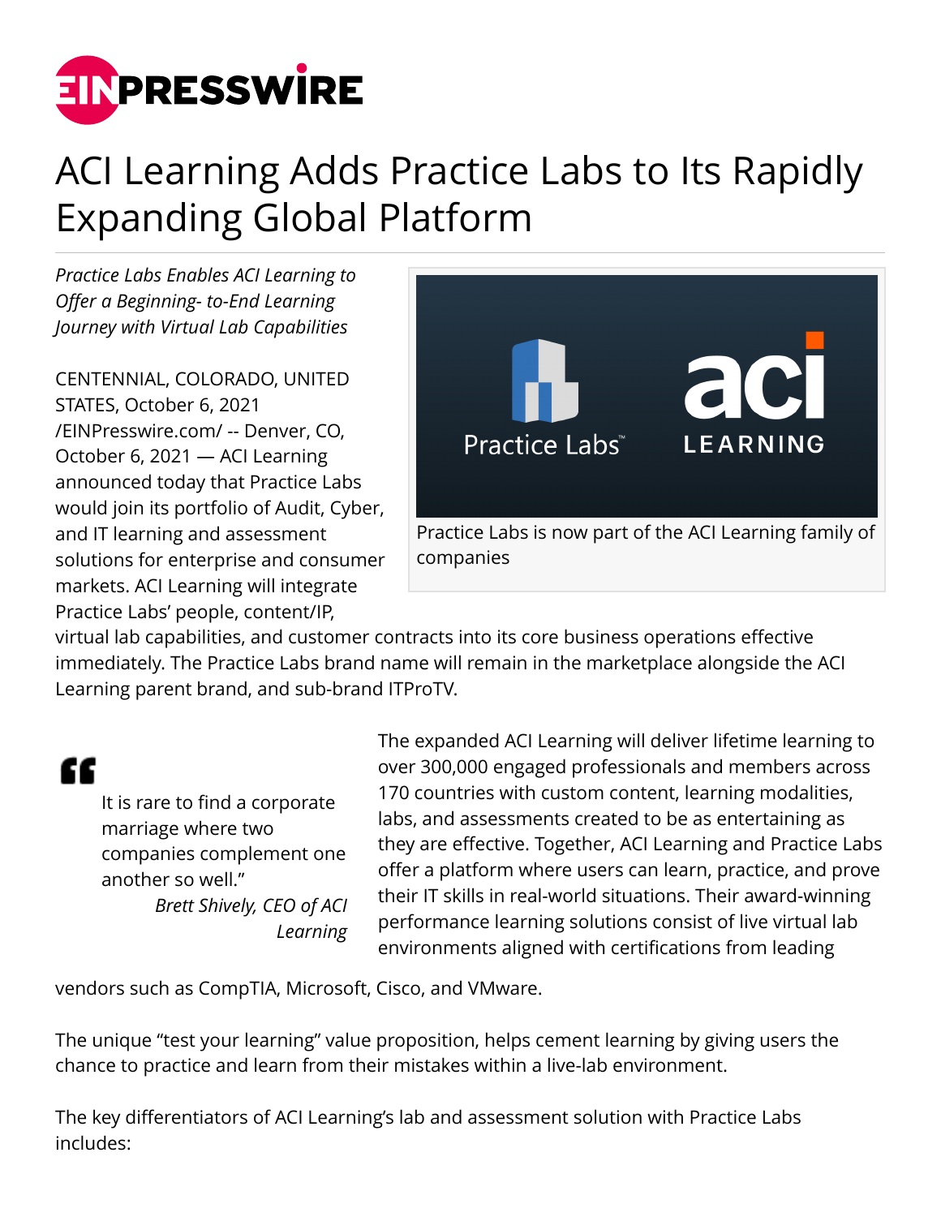# ACI Learning Adds Practice Labs to Its Rapidly Expanding Global Platform

*Practice Labs Enables ACI Learning to Offer a Beginning- to-End Learning Journey with Virtual Lab Capabilities*

CENTENNIAL, COLORADO, UNITED STATES, October 6, 2021 /EINPresswire.com/ -- Denver, CO, October 6, 2021 — ACI Learning announced today that Practice Labs would join its portfolio of Audit, Cyber, and IT learning and assessment solutions for enterprise and consumer markets. ACI Learning will integrate Practice Labs' people, content/IP, virtual lab capabilities, and customer contracts into its core business operations effective immediately. The Practice Labs brand name will remain in the marketplace alongside the ACI Learning parent brand, and sub-brand ITProTV.

Practice Labs is now part of the ACI Learning family of companies

> It is rare to find a corporate marriage where two companies complement one another so well."
>
> *Brett Shively, CEO of ACI Learning*

The expanded ACI Learning will deliver lifetime learning to over 300,000 engaged professionals and members across 170 countries with custom content, learning modalities, labs, and assessments created to be as entertaining as they are effective. Together, ACI Learning and Practice Labs offer a platform where users can learn, practice, and prove their IT skills in real-world situations. Their award-winning performance learning solutions consist of live virtual lab environments aligned with certifications from leading vendors such as CompTIA, Microsoft, Cisco, and VMware.

The unique "test your learning" value proposition, helps cement learning by giving users the chance to practice and learn from their mistakes within a live-lab environment.

The key differentiators of ACI Learning's lab and assessment solution with Practice Labs includes: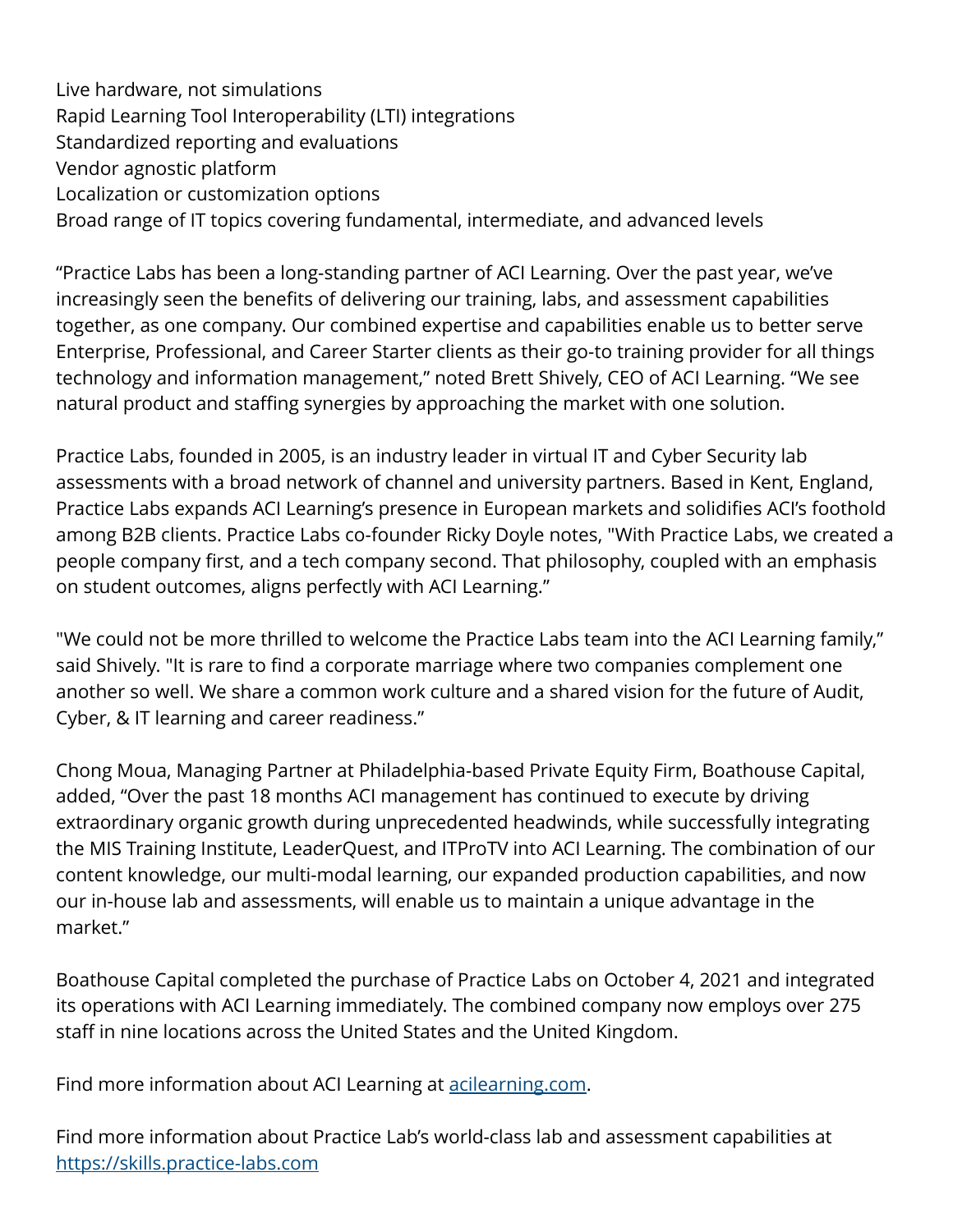Live hardware, not simulations
Rapid Learning Tool Interoperability (LTI) integrations
Standardized reporting and evaluations
Vendor agnostic platform
Localization or customization options
Broad range of IT topics covering fundamental, intermediate, and advanced levels

“Practice Labs has been a long-standing partner of ACI Learning. Over the past year, we’ve increasingly seen the benefits of delivering our training, labs, and assessment capabilities together, as one company. Our combined expertise and capabilities enable us to better serve Enterprise, Professional, and Career Starter clients as their go-to training provider for all things technology and information management,” noted Brett Shively, CEO of ACI Learning. “We see natural product and staffing synergies by approaching the market with one solution.

Practice Labs, founded in 2005, is an industry leader in virtual IT and Cyber Security lab assessments with a broad network of channel and university partners. Based in Kent, England, Practice Labs expands ACI Learning’s presence in European markets and solidifies ACI’s foothold among B2B clients. Practice Labs co-founder Ricky Doyle notes, "With Practice Labs, we created a people company first, and a tech company second. That philosophy, coupled with an emphasis on student outcomes, aligns perfectly with ACI Learning.”

"We could not be more thrilled to welcome the Practice Labs team into the ACI Learning family,” said Shively. "It is rare to find a corporate marriage where two companies complement one another so well. We share a common work culture and a shared vision for the future of Audit, Cyber, & IT learning and career readiness.”

Chong Moua, Managing Partner at Philadelphia-based Private Equity Firm, Boathouse Capital, added, “Over the past 18 months ACI management has continued to execute by driving extraordinary organic growth during unprecedented headwinds, while successfully integrating the MIS Training Institute, LeaderQuest, and ITProTV into ACI Learning. The combination of our content knowledge, our multi-modal learning, our expanded production capabilities, and now our in-house lab and assessments, will enable us to maintain a unique advantage in the market.”

Boathouse Capital completed the purchase of Practice Labs on October 4, 2021 and integrated its operations with ACI Learning immediately. The combined company now employs over 275 staff in nine locations across the United States and the United Kingdom.

Find more information about ACI Learning at [acilearning.com](acilearning.com).

Find more information about Practice Lab’s world-class lab and assessment capabilities at [https://skills.practice-labs.com](https://skills.practice-labs.com)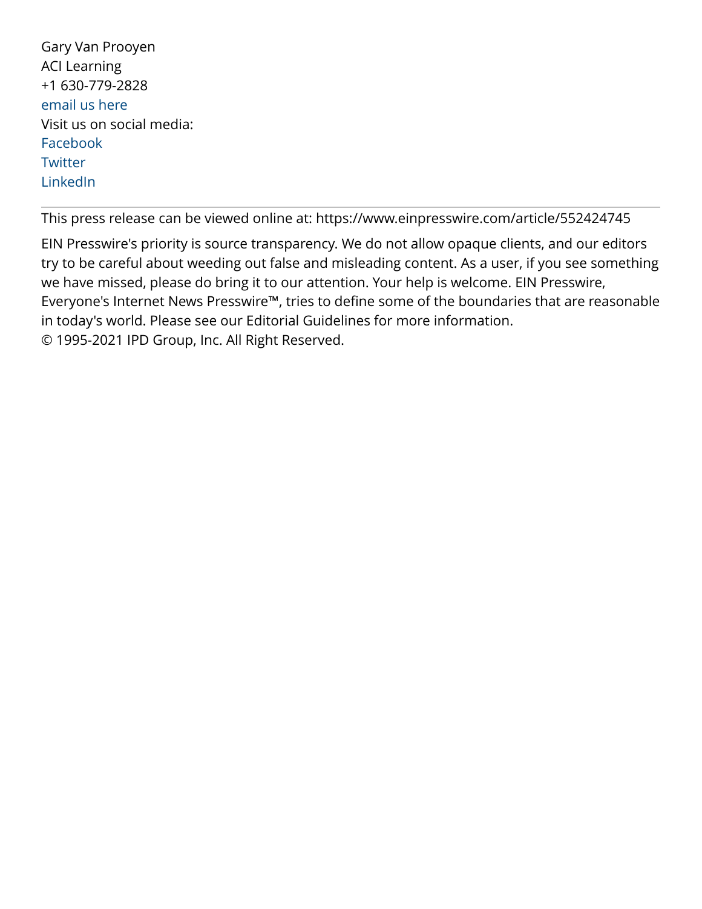Gary Van Prooyen  
ACI Learning  
+1 630-779-2828  
email us here  
Visit us on social media:  
Facebook  
Twitter  
LinkedIn

---

This press release can be viewed online at: https://www.einpresswire.com/article/552424745

EIN Presswire's priority is source transparency. We do not allow opaque clients, and our editors try to be careful about weeding out false and misleading content. As a user, if you see something we have missed, please do bring it to our attention. Your help is welcome. EIN Presswire, Everyone's Internet News Presswire™, tries to define some of the boundaries that are reasonable in today's world. Please see our Editorial Guidelines for more information.  
© 1995-2021 IPD Group, Inc. All Right Reserved.